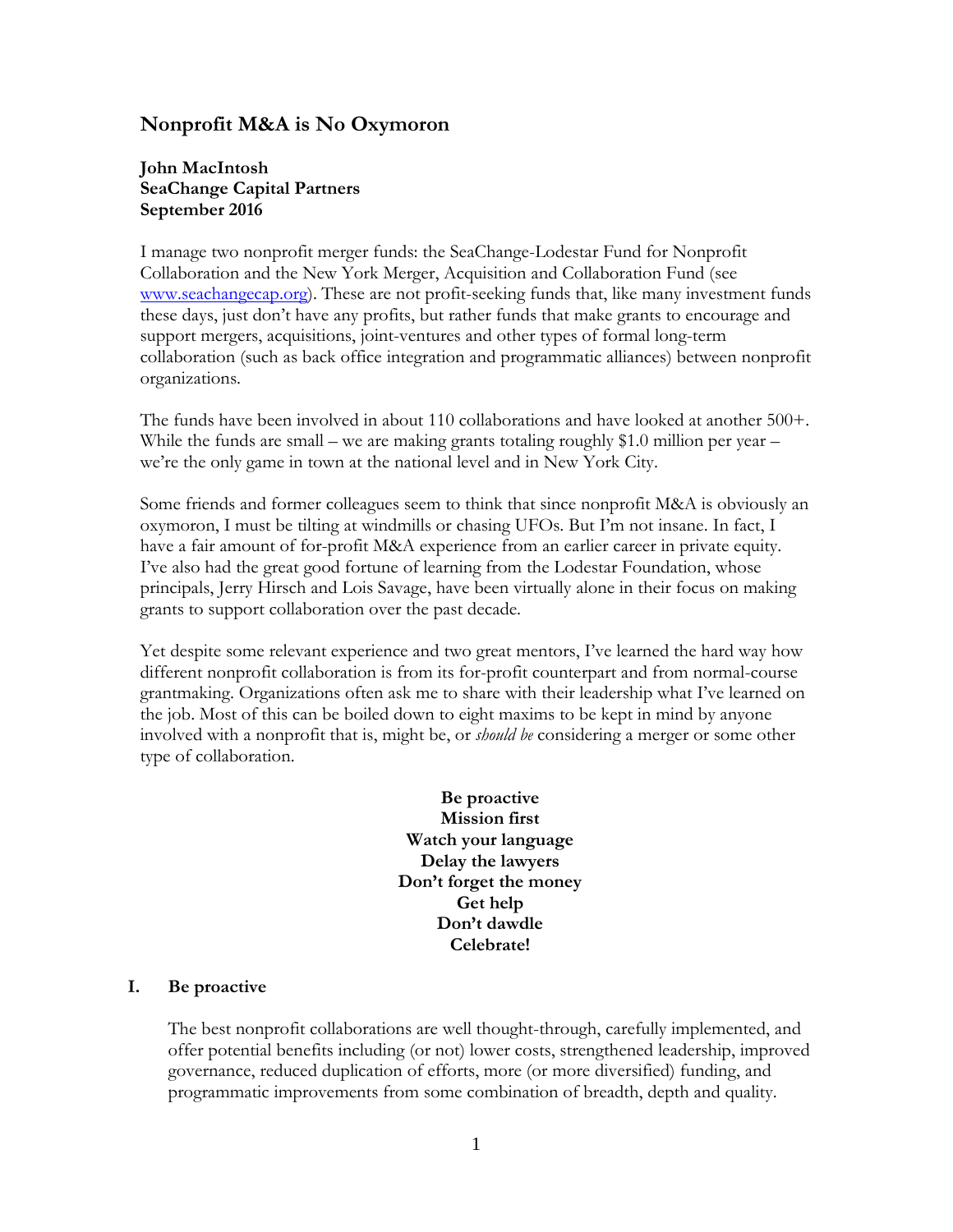# Nonprofit M&A is No Oxymoron

**John MacIntosh**
**SeaChange Capital Partners**
**September 2016**

I manage two nonprofit merger funds: the SeaChange-Lodestar Fund for Nonprofit Collaboration and the New York Merger, Acquisition and Collaboration Fund (see [www.seachangecap.org](www.seachangecap.org)). These are not profit-seeking funds that, like many investment funds these days, just don't have any profits, but rather funds that make grants to encourage and support mergers, acquisitions, joint-ventures and other types of formal long-term collaboration (such as back office integration and programmatic alliances) between nonprofit organizations.

The funds have been involved in about 110 collaborations and have looked at another 500+. While the funds are small – we are making grants totaling roughly $1.0 million per year – we're the only game in town at the national level and in New York City.

Some friends and former colleagues seem to think that since nonprofit M&A is obviously an oxymoron, I must be tilting at windmills or chasing UFOs. But I'm not insane. In fact, I have a fair amount of for-profit M&A experience from an earlier career in private equity. I've also had the great good fortune of learning from the Lodestar Foundation, whose principals, Jerry Hirsch and Lois Savage, have been virtually alone in their focus on making grants to support collaboration over the past decade.

Yet despite some relevant experience and two great mentors, I've learned the hard way how different nonprofit collaboration is from its for-profit counterpart and from normal-course grantmaking. Organizations often ask me to share with their leadership what I've learned on the job. Most of this can be boiled down to eight maxims to be kept in mind by anyone involved with a nonprofit that is, might be, or *should be* considering a merger or some other type of collaboration.

**Be proactive**
**Mission first**
**Watch your language**
**Delay the lawyers**
**Don't forget the money**
**Get help**
**Don't dawdle**
**Celebrate!**

## I. Be proactive

The best nonprofit collaborations are well thought-through, carefully implemented, and offer potential benefits including (or not) lower costs, strengthened leadership, improved governance, reduced duplication of efforts, more (or more diversified) funding, and programmatic improvements from some combination of breadth, depth and quality.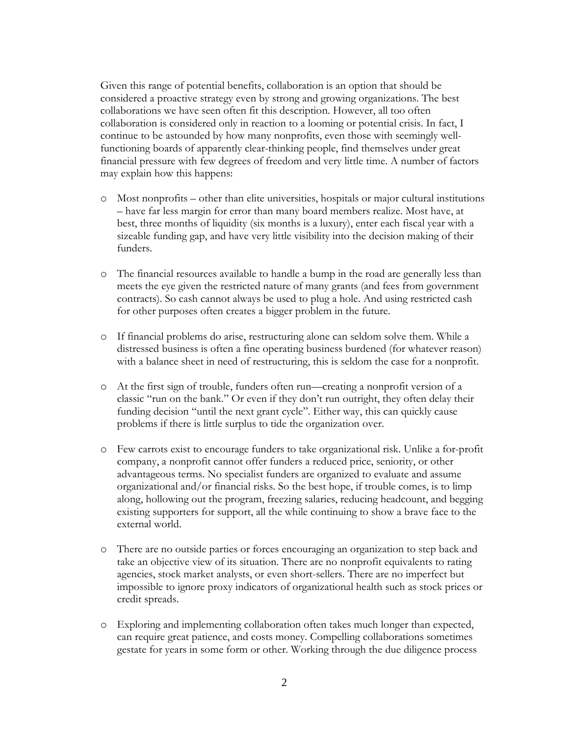Given this range of potential benefits, collaboration is an option that should be considered a proactive strategy even by strong and growing organizations. The best collaborations we have seen often fit this description. However, all too often collaboration is considered only in reaction to a looming or potential crisis. In fact, I continue to be astounded by how many nonprofits, even those with seemingly well-functioning boards of apparently clear-thinking people, find themselves under great financial pressure with few degrees of freedom and very little time. A number of factors may explain how this happens:

- Most nonprofits – other than elite universities, hospitals or major cultural institutions – have far less margin for error than many board members realize. Most have, at best, three months of liquidity (six months is a luxury), enter each fiscal year with a sizeable funding gap, and have very little visibility into the decision making of their funders.

- The financial resources available to handle a bump in the road are generally less than meets the eye given the restricted nature of many grants (and fees from government contracts). So cash cannot always be used to plug a hole. And using restricted cash for other purposes often creates a bigger problem in the future.

- If financial problems do arise, restructuring alone can seldom solve them. While a distressed business is often a fine operating business burdened (for whatever reason) with a balance sheet in need of restructuring, this is seldom the case for a nonprofit.

- At the first sign of trouble, funders often run—creating a nonprofit version of a classic "run on the bank." Or even if they don't run outright, they often delay their funding decision "until the next grant cycle". Either way, this can quickly cause problems if there is little surplus to tide the organization over.

- Few carrots exist to encourage funders to take organizational risk. Unlike a for-profit company, a nonprofit cannot offer funders a reduced price, seniority, or other advantageous terms. No specialist funders are organized to evaluate and assume organizational and/or financial risks. So the best hope, if trouble comes, is to limp along, hollowing out the program, freezing salaries, reducing headcount, and begging existing supporters for support, all the while continuing to show a brave face to the external world.

- There are no outside parties or forces encouraging an organization to step back and take an objective view of its situation. There are no nonprofit equivalents to rating agencies, stock market analysts, or even short-sellers. There are no imperfect but impossible to ignore proxy indicators of organizational health such as stock prices or credit spreads.

- Exploring and implementing collaboration often takes much longer than expected, can require great patience, and costs money. Compelling collaborations sometimes gestate for years in some form or other. Working through the due diligence process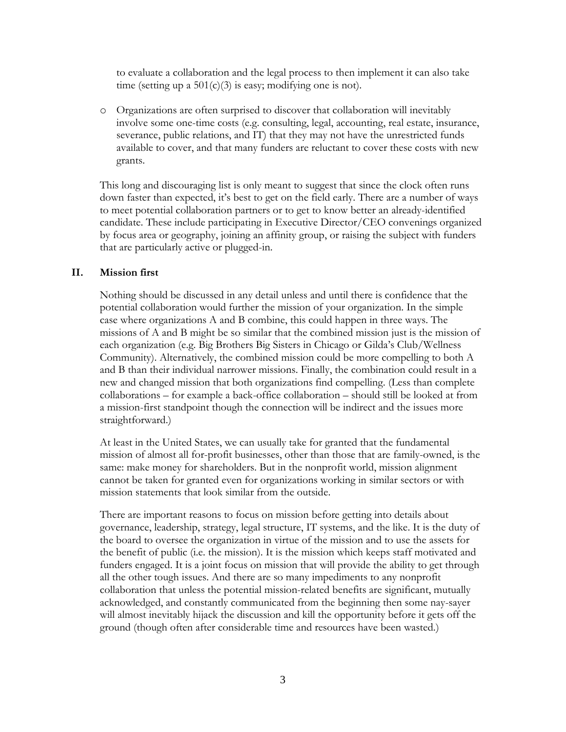to evaluate a collaboration and the legal process to then implement it can also take time (setting up a 501(c)(3) is easy; modifying one is not).

- Organizations are often surprised to discover that collaboration will inevitably involve some one-time costs (e.g. consulting, legal, accounting, real estate, insurance, severance, public relations, and IT) that they may not have the unrestricted funds available to cover, and that many funders are reluctant to cover these costs with new grants.

This long and discouraging list is only meant to suggest that since the clock often runs down faster than expected, it's best to get on the field early. There are a number of ways to meet potential collaboration partners or to get to know better an already-identified candidate. These include participating in Executive Director/CEO convenings organized by focus area or geography, joining an affinity group, or raising the subject with funders that are particularly active or plugged-in.

## II. Mission first

Nothing should be discussed in any detail unless and until there is confidence that the potential collaboration would further the mission of your organization. In the simple case where organizations A and B combine, this could happen in three ways. The missions of A and B might be so similar that the combined mission just is the mission of each organization (e.g. Big Brothers Big Sisters in Chicago or Gilda's Club/Wellness Community). Alternatively, the combined mission could be more compelling to both A and B than their individual narrower missions. Finally, the combination could result in a new and changed mission that both organizations find compelling. (Less than complete collaborations – for example a back-office collaboration – should still be looked at from a mission-first standpoint though the connection will be indirect and the issues more straightforward.)

At least in the United States, we can usually take for granted that the fundamental mission of almost all for-profit businesses, other than those that are family-owned, is the same: make money for shareholders. But in the nonprofit world, mission alignment cannot be taken for granted even for organizations working in similar sectors or with mission statements that look similar from the outside.

There are important reasons to focus on mission before getting into details about governance, leadership, strategy, legal structure, IT systems, and the like. It is the duty of the board to oversee the organization in virtue of the mission and to use the assets for the benefit of public (i.e. the mission). It is the mission which keeps staff motivated and funders engaged. It is a joint focus on mission that will provide the ability to get through all the other tough issues. And there are so many impediments to any nonprofit collaboration that unless the potential mission-related benefits are significant, mutually acknowledged, and constantly communicated from the beginning then some nay-sayer will almost inevitably hijack the discussion and kill the opportunity before it gets off the ground (though often after considerable time and resources have been wasted.)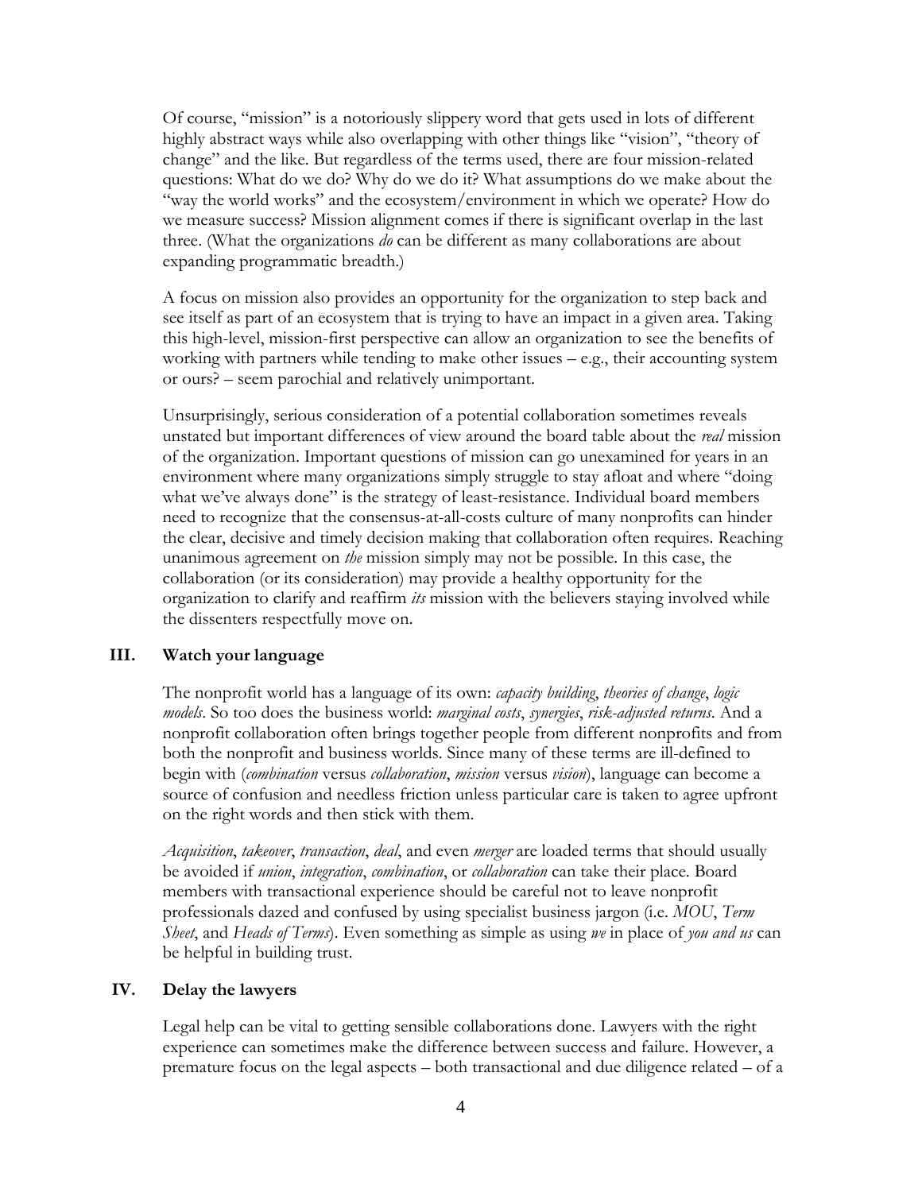Of course, "mission" is a notoriously slippery word that gets used in lots of different highly abstract ways while also overlapping with other things like "vision", "theory of change" and the like. But regardless of the terms used, there are four mission-related questions: What do we do? Why do we do it? What assumptions do we make about the "way the world works" and the ecosystem/environment in which we operate? How do we measure success? Mission alignment comes if there is significant overlap in the last three. (What the organizations *do* can be different as many collaborations are about expanding programmatic breadth.)

A focus on mission also provides an opportunity for the organization to step back and see itself as part of an ecosystem that is trying to have an impact in a given area. Taking this high-level, mission-first perspective can allow an organization to see the benefits of working with partners while tending to make other issues – e.g., their accounting system or ours? – seem parochial and relatively unimportant.

Unsurprisingly, serious consideration of a potential collaboration sometimes reveals unstated but important differences of view around the board table about the *real* mission of the organization. Important questions of mission can go unexamined for years in an environment where many organizations simply struggle to stay afloat and where "doing what we've always done" is the strategy of least-resistance. Individual board members need to recognize that the consensus-at-all-costs culture of many nonprofits can hinder the clear, decisive and timely decision making that collaboration often requires. Reaching unanimous agreement on *the* mission simply may not be possible. In this case, the collaboration (or its consideration) may provide a healthy opportunity for the organization to clarify and reaffirm *its* mission with the believers staying involved while the dissenters respectfully move on.

## III. Watch your language

The nonprofit world has a language of its own: *capacity building*, *theories of change*, *logic models*. So too does the business world: *marginal costs*, *synergies*, *risk-adjusted returns*. And a nonprofit collaboration often brings together people from different nonprofits and from both the nonprofit and business worlds. Since many of these terms are ill-defined to begin with (*combination* versus *collaboration*, *mission* versus *vision*), language can become a source of confusion and needless friction unless particular care is taken to agree upfront on the right words and then stick with them.

*Acquisition*, *takeover*, *transaction*, *deal*, and even *merger* are loaded terms that should usually be avoided if *union*, *integration*, *combination*, or *collaboration* can take their place. Board members with transactional experience should be careful not to leave nonprofit professionals dazed and confused by using specialist business jargon (i.e. *MOU*, *Term Sheet*, and *Heads of Terms*). Even something as simple as using *we* in place of *you and us* can be helpful in building trust.

## IV. Delay the lawyers

Legal help can be vital to getting sensible collaborations done. Lawyers with the right experience can sometimes make the difference between success and failure. However, a premature focus on the legal aspects – both transactional and due diligence related – of a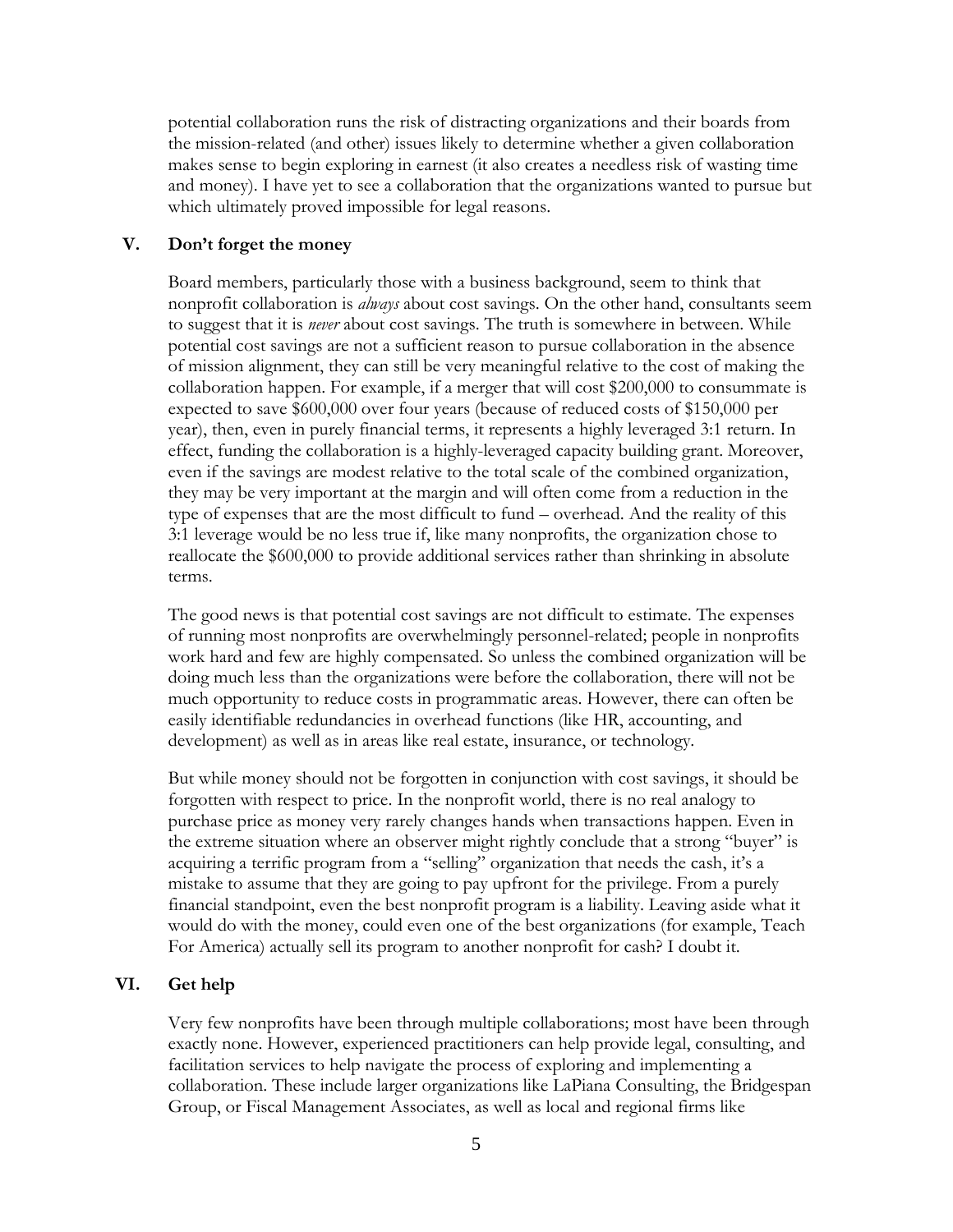potential collaboration runs the risk of distracting organizations and their boards from the mission-related (and other) issues likely to determine whether a given collaboration makes sense to begin exploring in earnest (it also creates a needless risk of wasting time and money). I have yet to see a collaboration that the organizations wanted to pursue but which ultimately proved impossible for legal reasons.

## V. Don't forget the money

Board members, particularly those with a business background, seem to think that nonprofit collaboration is *always* about cost savings. On the other hand, consultants seem to suggest that it is *never* about cost savings. The truth is somewhere in between. While potential cost savings are not a sufficient reason to pursue collaboration in the absence of mission alignment, they can still be very meaningful relative to the cost of making the collaboration happen. For example, if a merger that will cost $200,000 to consummate is expected to save $600,000 over four years (because of reduced costs of $150,000 per year), then, even in purely financial terms, it represents a highly leveraged 3:1 return. In effect, funding the collaboration is a highly-leveraged capacity building grant. Moreover, even if the savings are modest relative to the total scale of the combined organization, they may be very important at the margin and will often come from a reduction in the type of expenses that are the most difficult to fund – overhead. And the reality of this 3:1 leverage would be no less true if, like many nonprofits, the organization chose to reallocate the $600,000 to provide additional services rather than shrinking in absolute terms.

The good news is that potential cost savings are not difficult to estimate. The expenses of running most nonprofits are overwhelmingly personnel-related; people in nonprofits work hard and few are highly compensated. So unless the combined organization will be doing much less than the organizations were before the collaboration, there will not be much opportunity to reduce costs in programmatic areas. However, there can often be easily identifiable redundancies in overhead functions (like HR, accounting, and development) as well as in areas like real estate, insurance, or technology.

But while money should not be forgotten in conjunction with cost savings, it should be forgotten with respect to price. In the nonprofit world, there is no real analogy to purchase price as money very rarely changes hands when transactions happen. Even in the extreme situation where an observer might rightly conclude that a strong "buyer" is acquiring a terrific program from a "selling" organization that needs the cash, it's a mistake to assume that they are going to pay upfront for the privilege. From a purely financial standpoint, even the best nonprofit program is a liability. Leaving aside what it would do with the money, could even one of the best organizations (for example, Teach For America) actually sell its program to another nonprofit for cash? I doubt it.

## VI. Get help

Very few nonprofits have been through multiple collaborations; most have been through exactly none. However, experienced practitioners can help provide legal, consulting, and facilitation services to help navigate the process of exploring and implementing a collaboration. These include larger organizations like LaPiana Consulting, the Bridgespan Group, or Fiscal Management Associates, as well as local and regional firms like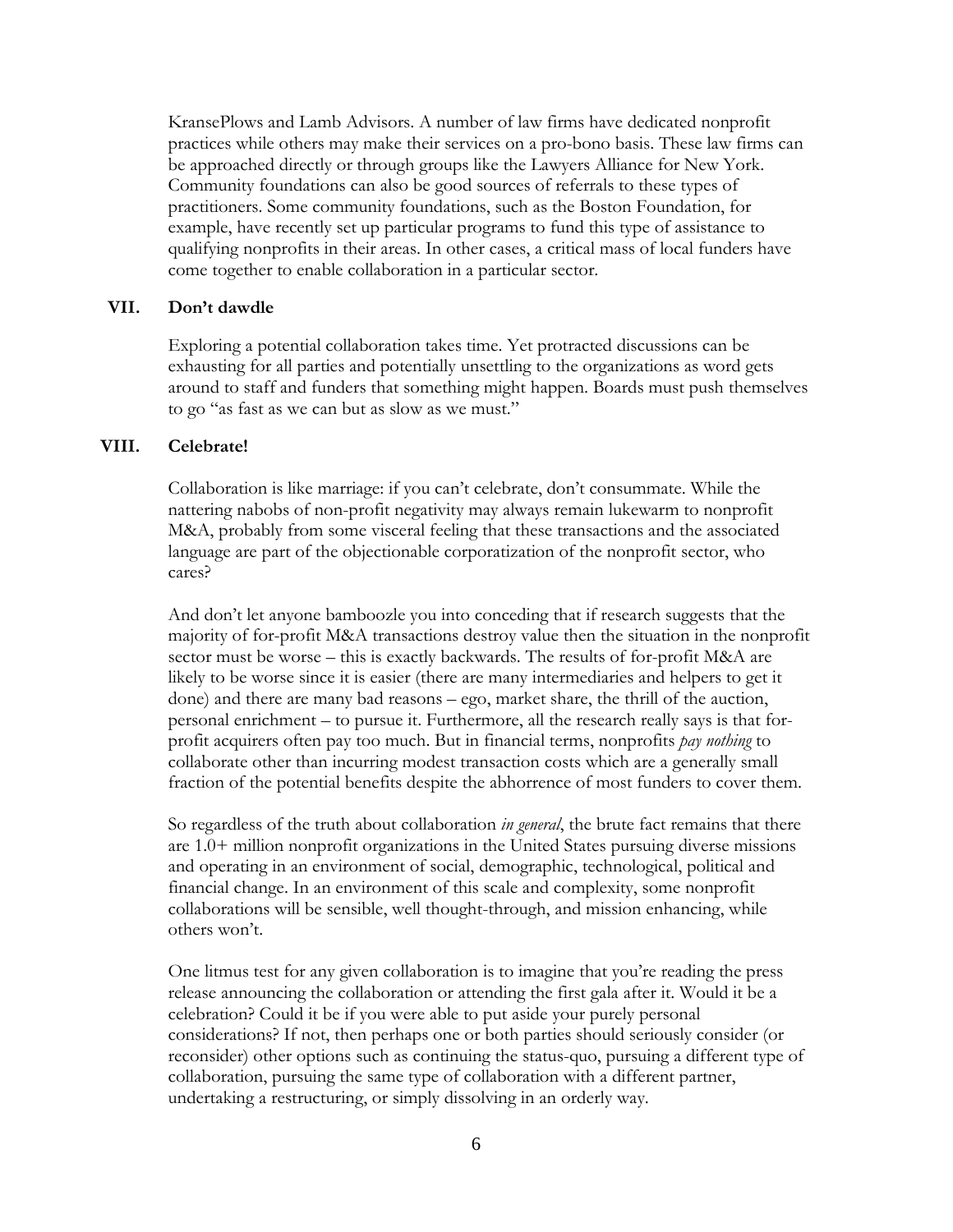KransePlows and Lamb Advisors. A number of law firms have dedicated nonprofit practices while others may make their services on a pro-bono basis. These law firms can be approached directly or through groups like the Lawyers Alliance for New York. Community foundations can also be good sources of referrals to these types of practitioners. Some community foundations, such as the Boston Foundation, for example, have recently set up particular programs to fund this type of assistance to qualifying nonprofits in their areas. In other cases, a critical mass of local funders have come together to enable collaboration in a particular sector.

## VII. Don't dawdle

Exploring a potential collaboration takes time. Yet protracted discussions can be exhausting for all parties and potentially unsettling to the organizations as word gets around to staff and funders that something might happen. Boards must push themselves to go "as fast as we can but as slow as we must."

## VIII. Celebrate!

Collaboration is like marriage: if you can't celebrate, don't consummate. While the nattering nabobs of non-profit negativity may always remain lukewarm to nonprofit M&A, probably from some visceral feeling that these transactions and the associated language are part of the objectionable corporatization of the nonprofit sector, who cares?

And don't let anyone bamboozle you into conceding that if research suggests that the majority of for-profit M&A transactions destroy value then the situation in the nonprofit sector must be worse – this is exactly backwards. The results of for-profit M&A are likely to be worse since it is easier (there are many intermediaries and helpers to get it done) and there are many bad reasons – ego, market share, the thrill of the auction, personal enrichment – to pursue it. Furthermore, all the research really says is that for-profit acquirers often pay too much. But in financial terms, nonprofits *pay nothing* to collaborate other than incurring modest transaction costs which are a generally small fraction of the potential benefits despite the abhorrence of most funders to cover them.

So regardless of the truth about collaboration *in general*, the brute fact remains that there are 1.0+ million nonprofit organizations in the United States pursuing diverse missions and operating in an environment of social, demographic, technological, political and financial change. In an environment of this scale and complexity, some nonprofit collaborations will be sensible, well thought-through, and mission enhancing, while others won't.

One litmus test for any given collaboration is to imagine that you're reading the press release announcing the collaboration or attending the first gala after it. Would it be a celebration? Could it be if you were able to put aside your purely personal considerations? If not, then perhaps one or both parties should seriously consider (or reconsider) other options such as continuing the status-quo, pursuing a different type of collaboration, pursuing the same type of collaboration with a different partner, undertaking a restructuring, or simply dissolving in an orderly way.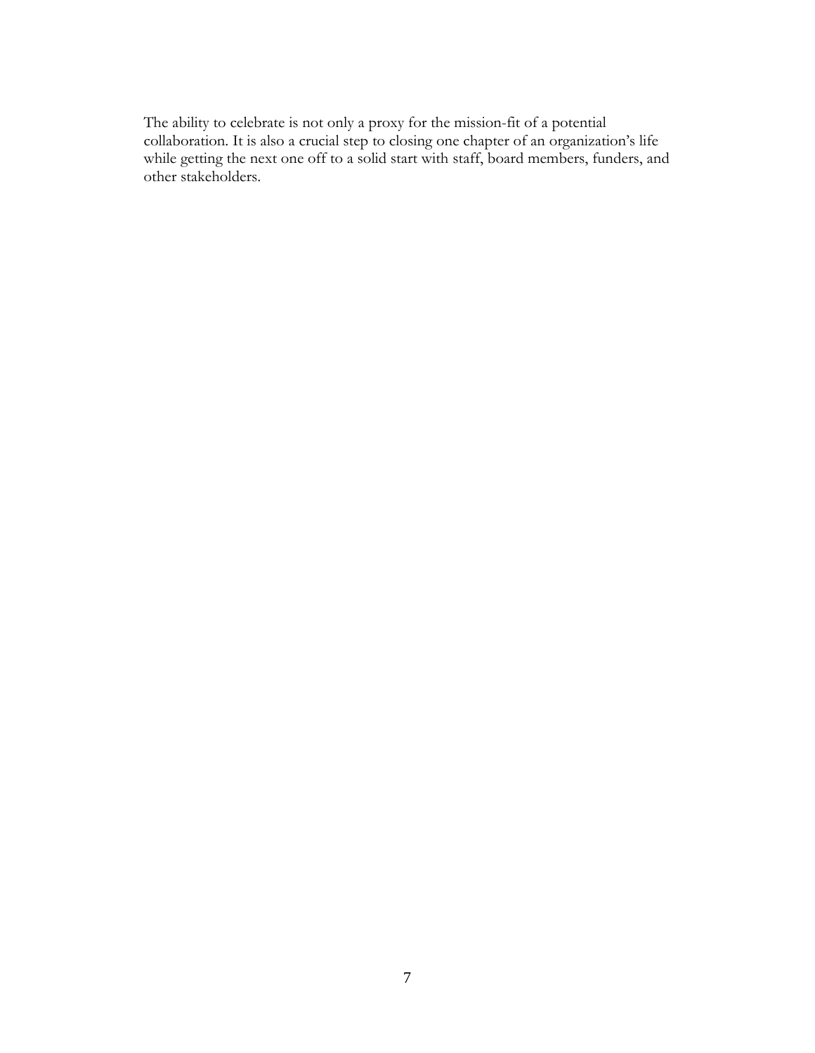The ability to celebrate is not only a proxy for the mission-fit of a potential collaboration. It is also a crucial step to closing one chapter of an organization's life while getting the next one off to a solid start with staff, board members, funders, and other stakeholders.